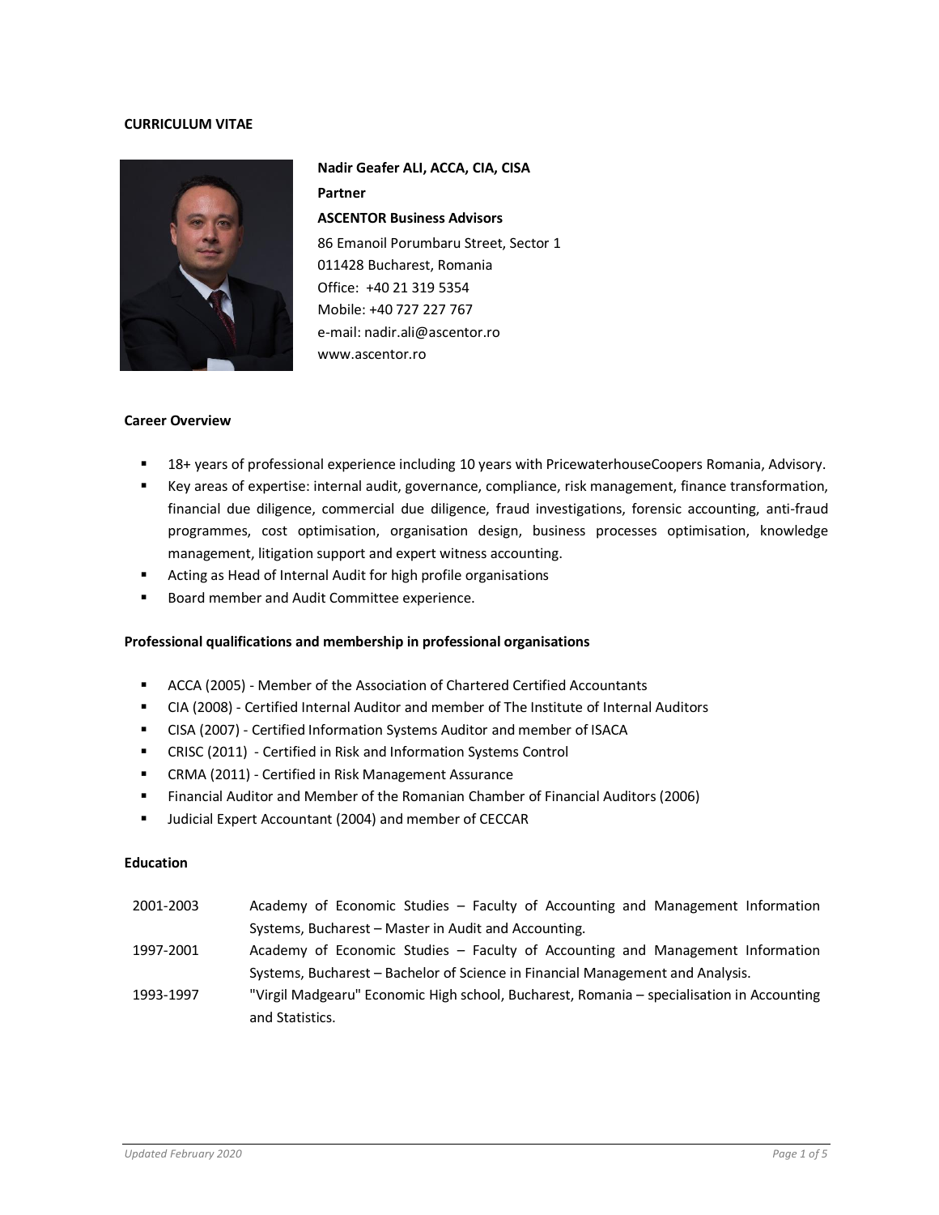# CURRICULUM VITAE

**Nadir Geafer ALI, ACCA, CIA, CISA**
**Partner**
**ASCENTOR Business Advisors**
86 Emanoil Porumbaru Street, Sector 1
011428 Bucharest, Romania
Office: +40 21 319 5354
Mobile: +40 727 227 767
e-mail: nadir.ali@ascentor.ro
www.ascentor.ro

## Career Overview

- 18+ years of professional experience including 10 years with PricewaterhouseCoopers Romania, Advisory.
- Key areas of expertise: internal audit, governance, compliance, risk management, finance transformation, financial due diligence, commercial due diligence, fraud investigations, forensic accounting, anti-fraud programmes, cost optimisation, organisation design, business processes optimisation, knowledge management, litigation support and expert witness accounting.
- Acting as Head of Internal Audit for high profile organisations
- Board member and Audit Committee experience.

## Professional qualifications and membership in professional organisations

- ACCA (2005) - Member of the Association of Chartered Certified Accountants
- CIA (2008) - Certified Internal Auditor and member of The Institute of Internal Auditors
- CISA (2007) - Certified Information Systems Auditor and member of ISACA
- CRISC (2011) - Certified in Risk and Information Systems Control
- CRMA (2011) - Certified in Risk Management Assurance
- Financial Auditor and Member of the Romanian Chamber of Financial Auditors (2006)
- Judicial Expert Accountant (2004) and member of CECCAR

## Education

| | |
|---|---|
| 2001-2003 | Academy of Economic Studies – Faculty of Accounting and Management Information Systems, Bucharest – Master in Audit and Accounting. |
| 1997-2001 | Academy of Economic Studies – Faculty of Accounting and Management Information Systems, Bucharest – Bachelor of Science in Financial Management and Analysis. |
| 1993-1997 | "Virgil Madgearu" Economic High school, Bucharest, Romania – specialisation in Accounting and Statistics. |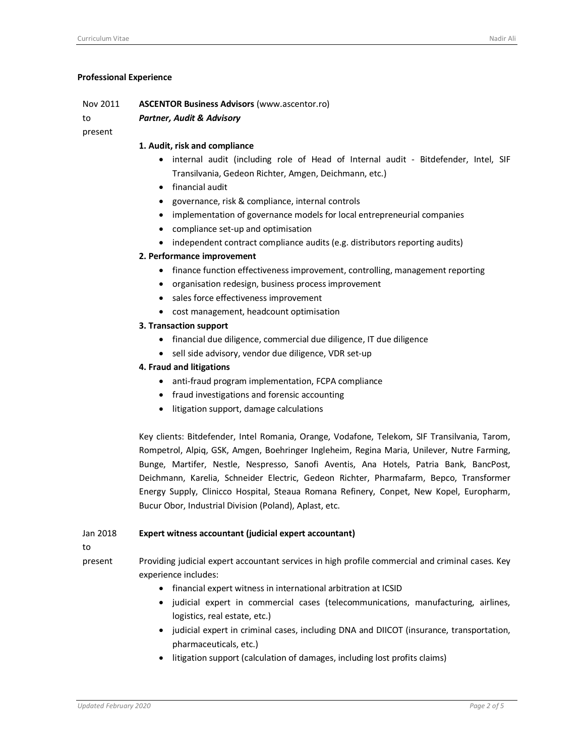**Professional Experience**

Nov 2011 to present

**ASCENTOR Business Advisors** (www.ascentor.ro)
***Partner, Audit & Advisory***

**1. Audit, risk and compliance**

- internal audit (including role of Head of Internal audit - Bitdefender, Intel, SIF Transilvania, Gedeon Richter, Amgen, Deichmann, etc.)
- financial audit
- governance, risk & compliance, internal controls
- implementation of governance models for local entrepreneurial companies
- compliance set-up and optimisation
- independent contract compliance audits (e.g. distributors reporting audits)

**2. Performance improvement**

- finance function effectiveness improvement, controlling, management reporting
- organisation redesign, business process improvement
- sales force effectiveness improvement
- cost management, headcount optimisation

**3. Transaction support**

- financial due diligence, commercial due diligence, IT due diligence
- sell side advisory, vendor due diligence, VDR set-up

**4. Fraud and litigations**

- anti-fraud program implementation, FCPA compliance
- fraud investigations and forensic accounting
- litigation support, damage calculations

Key clients: Bitdefender, Intel Romania, Orange, Vodafone, Telekom, SIF Transilvania, Tarom, Rompetrol, Alpiq, GSK, Amgen, Boehringer Ingleheim, Regina Maria, Unilever, Nutre Farming, Bunge, Martifer, Nestle, Nespresso, Sanofi Aventis, Ana Hotels, Patria Bank, BancPost, Deichmann, Karelia, Schneider Electric, Gedeon Richter, Pharmafarm, Bepco, Transformer Energy Supply, Clinicco Hospital, Steaua Romana Refinery, Conpet, New Kopel, Europharm, Bucur Obor, Industrial Division (Poland), Aplast, etc.

Jan 2018 to present

**Expert witness accountant (judicial expert accountant)**

Providing judicial expert accountant services in high profile commercial and criminal cases. Key experience includes:

- financial expert witness in international arbitration at ICSID
- judicial expert in commercial cases (telecommunications, manufacturing, airlines, logistics, real estate, etc.)
- judicial expert in criminal cases, including DNA and DIICOT (insurance, transportation, pharmaceuticals, etc.)
- litigation support (calculation of damages, including lost profits claims)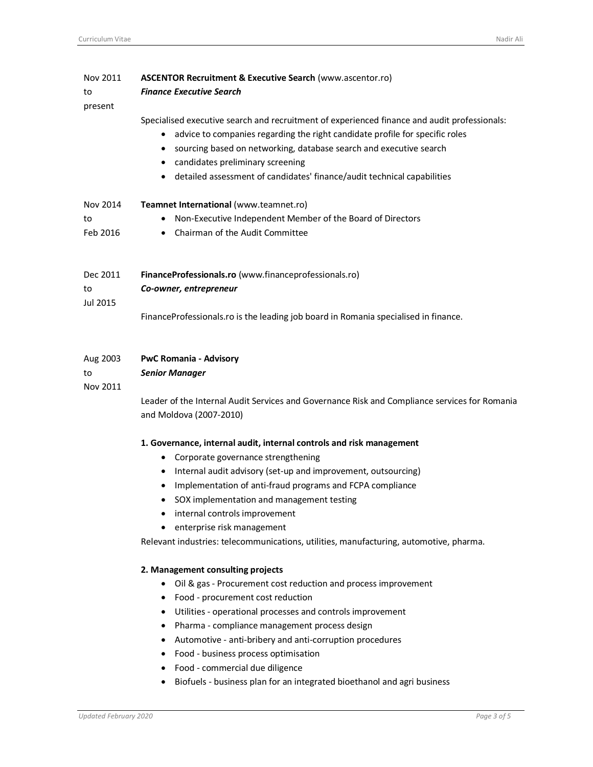**Nov 2011 to present**

**ASCENTOR Recruitment & Executive Search** (www.ascentor.ro)
***Finance Executive Search***

Specialised executive search and recruitment of experienced finance and audit professionals:

- advice to companies regarding the right candidate profile for specific roles
- sourcing based on networking, database search and executive search
- candidates preliminary screening
- detailed assessment of candidates' finance/audit technical capabilities

**Nov 2014 to Feb 2016**

**Teamnet International** (www.teamnet.ro)

- Non-Executive Independent Member of the Board of Directors
- Chairman of the Audit Committee

**Dec 2011 to Jul 2015**

**FinanceProfessionals.ro** (www.financeprofessionals.ro)
***Co-owner, entrepreneur***

FinanceProfessionals.ro is the leading job board in Romania specialised in finance.

**Aug 2003 to Nov 2011**

**PwC Romania - Advisory**
***Senior Manager***

Leader of the Internal Audit Services and Governance Risk and Compliance services for Romania and Moldova (2007-2010)

**1. Governance, internal audit, internal controls and risk management**

- Corporate governance strengthening
- Internal audit advisory (set-up and improvement, outsourcing)
- Implementation of anti-fraud programs and FCPA compliance
- SOX implementation and management testing
- internal controls improvement
- enterprise risk management

Relevant industries: telecommunications, utilities, manufacturing, automotive, pharma.

**2. Management consulting projects**

- Oil & gas - Procurement cost reduction and process improvement
- Food - procurement cost reduction
- Utilities - operational processes and controls improvement
- Pharma - compliance management process design
- Automotive - anti-bribery and anti-corruption procedures
- Food - business process optimisation
- Food - commercial due diligence
- Biofuels - business plan for an integrated bioethanol and agri business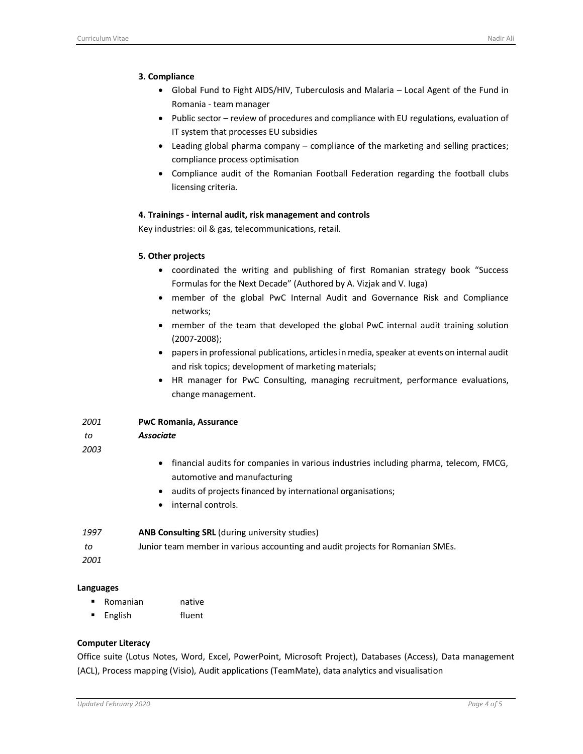**3. Compliance**

- Global Fund to Fight AIDS/HIV, Tuberculosis and Malaria – Local Agent of the Fund in Romania - team manager
- Public sector – review of procedures and compliance with EU regulations, evaluation of IT system that processes EU subsidies
- Leading global pharma company – compliance of the marketing and selling practices; compliance process optimisation
- Compliance audit of the Romanian Football Federation regarding the football clubs licensing criteria.

**4. Trainings - internal audit, risk management and controls**

Key industries: oil & gas, telecommunications, retail.

**5. Other projects**

- coordinated the writing and publishing of first Romanian strategy book "Success Formulas for the Next Decade" (Authored by A. Vizjak and V. Iuga)
- member of the global PwC Internal Audit and Governance Risk and Compliance networks;
- member of the team that developed the global PwC internal audit training solution (2007-2008);
- papers in professional publications, articles in media, speaker at events on internal audit and risk topics; development of marketing materials;
- HR manager for PwC Consulting, managing recruitment, performance evaluations, change management.

*2001 to 2003*

**PwC Romania, Assurance**

***Associate***

- financial audits for companies in various industries including pharma, telecom, FMCG, automotive and manufacturing
- audits of projects financed by international organisations;
- internal controls.

*1997 to 2001*

**ANB Consulting SRL** (during university studies)

Junior team member in various accounting and audit projects for Romanian SMEs.

**Languages**

- Romanian native
- English fluent

**Computer Literacy**

Office suite (Lotus Notes, Word, Excel, PowerPoint, Microsoft Project), Databases (Access), Data management (ACL), Process mapping (Visio), Audit applications (TeamMate), data analytics and visualisation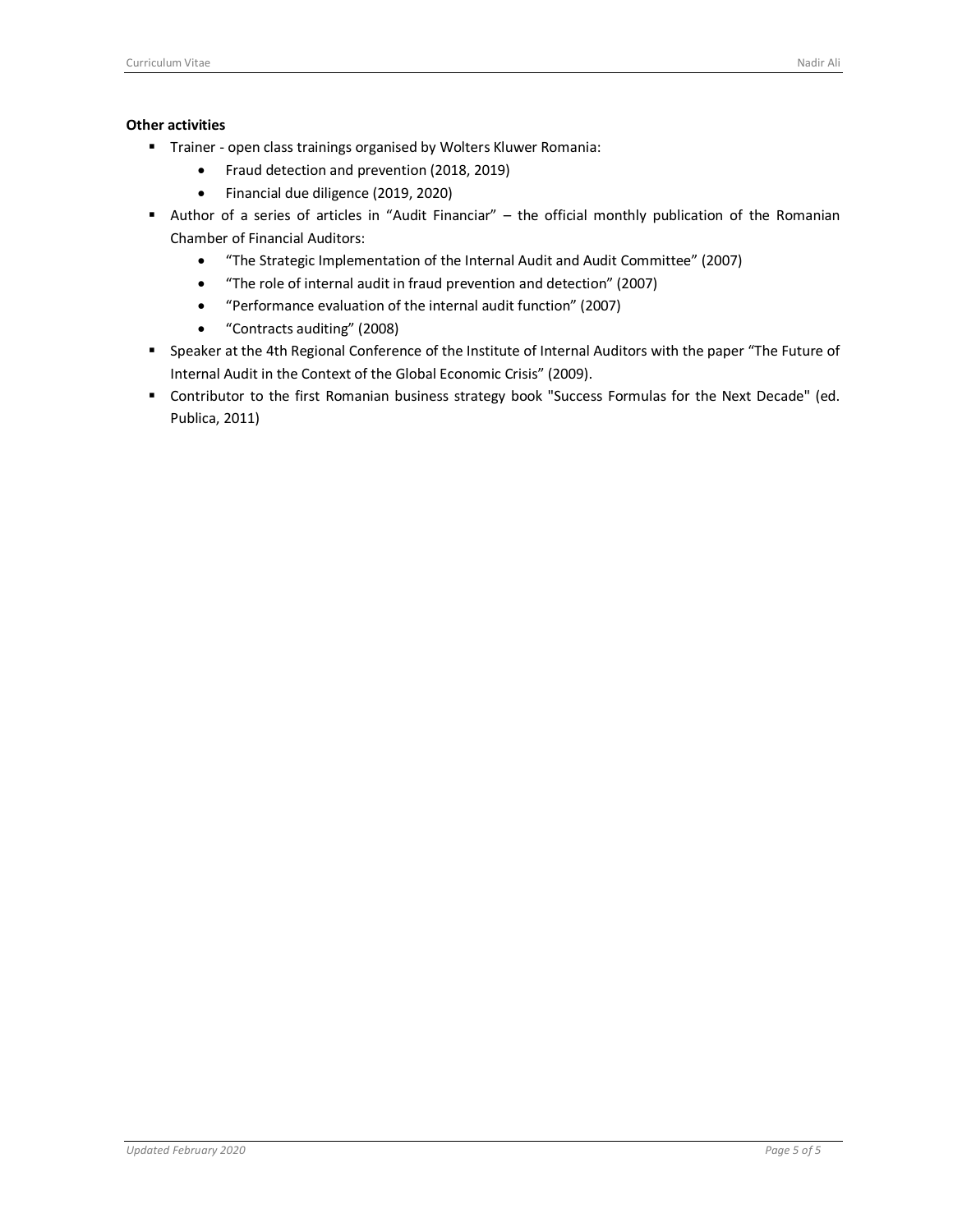**Other activities**

- Trainer - open class trainings organised by Wolters Kluwer Romania:
  - Fraud detection and prevention (2018, 2019)
  - Financial due diligence (2019, 2020)
- Author of a series of articles in "Audit Financiar" – the official monthly publication of the Romanian Chamber of Financial Auditors:
  - "The Strategic Implementation of the Internal Audit and Audit Committee" (2007)
  - "The role of internal audit in fraud prevention and detection" (2007)
  - "Performance evaluation of the internal audit function" (2007)
  - "Contracts auditing" (2008)
- Speaker at the 4th Regional Conference of the Institute of Internal Auditors with the paper "The Future of Internal Audit in the Context of the Global Economic Crisis" (2009).
- Contributor to the first Romanian business strategy book "Success Formulas for the Next Decade" (ed. Publica, 2011)